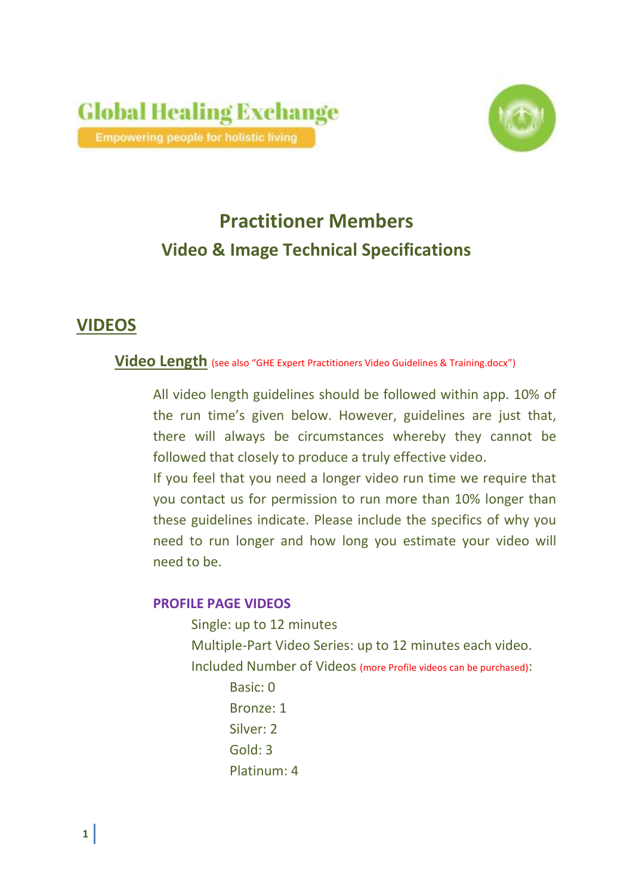Global Healing Exchange

Empowering people for holistic living

# Practitioner Members
## Video & Image Technical Specifications

## VIDEOS

### Video Length (see also "GHE Expert Practitioners Video Guidelines & Training.docx")

All video length guidelines should be followed within app. 10% of the run time's given below. However, guidelines are just that, there will always be circumstances whereby they cannot be followed that closely to produce a truly effective video.

If you feel that you need a longer video run time we require that you contact us for permission to run more than 10% longer than these guidelines indicate. Please include the specifics of why you need to run longer and how long you estimate your video will need to be.

**PROFILE PAGE VIDEOS**

Single: up to 12 minutes

Multiple-Part Video Series: up to 12 minutes each video.

Included Number of Videos (more Profile videos can be purchased):

- Basic: 0
- Bronze: 1
- Silver: 2
- Gold: 3
- Platinum: 4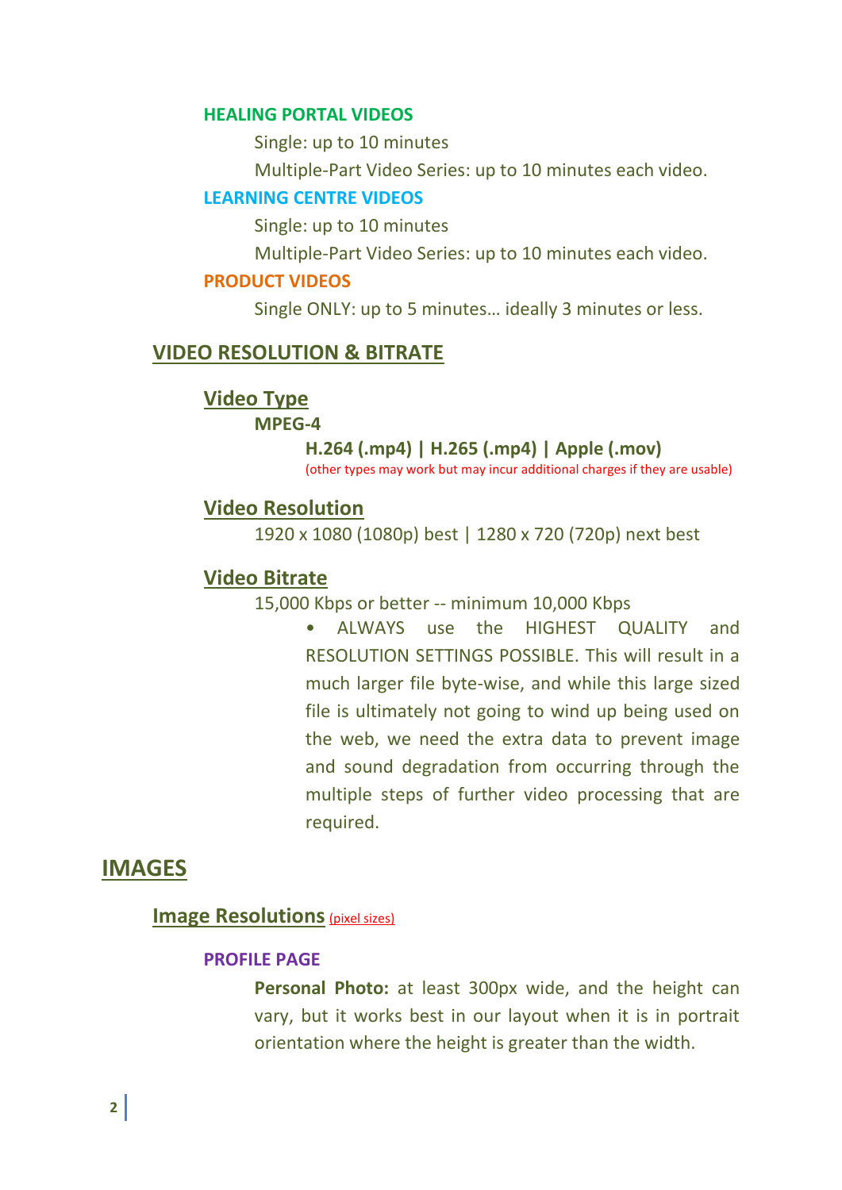#### HEALING PORTAL VIDEOS

Single: up to 10 minutes

Multiple-Part Video Series: up to 10 minutes each video.

#### LEARNING CENTRE VIDEOS

Single: up to 10 minutes

Multiple-Part Video Series: up to 10 minutes each video.

#### PRODUCT VIDEOS

Single ONLY: up to 5 minutes… ideally 3 minutes or less.

## VIDEO RESOLUTION & BITRATE

### Video Type

**MPEG-4**

**H.264 (.mp4) | H.265 (.mp4) | Apple (.mov)**

(other types may work but may incur additional charges if they are usable)

### Video Resolution

1920 x 1080 (1080p) best | 1280 x 720 (720p) next best

### Video Bitrate

15,000 Kbps or better -- minimum 10,000 Kbps

- ALWAYS use the HIGHEST QUALITY and RESOLUTION SETTINGS POSSIBLE. This will result in a much larger file byte-wise, and while this large sized file is ultimately not going to wind up being used on the web, we need the extra data to prevent image and sound degradation from occurring through the multiple steps of further video processing that are required.

# IMAGES

## Image Resolutions (pixel sizes)

#### PROFILE PAGE

**Personal Photo:** at least 300px wide, and the height can vary, but it works best in our layout when it is in portrait orientation where the height is greater than the width.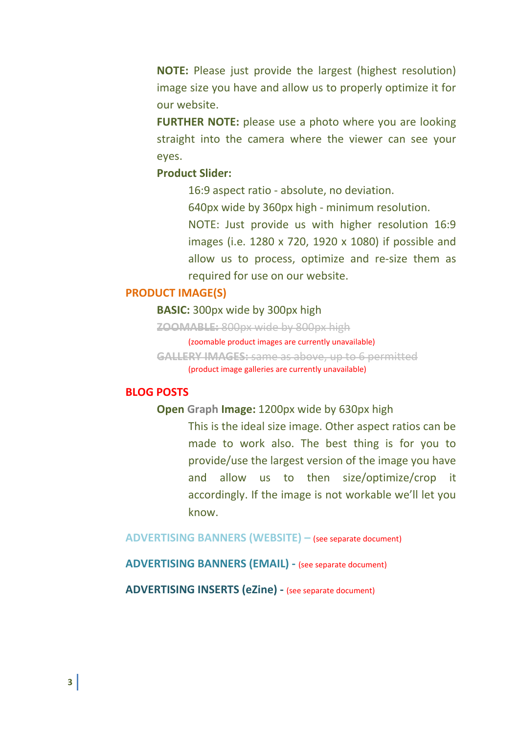**NOTE:** Please just provide the largest (highest resolution) image size you have and allow us to properly optimize it for our website.

**FURTHER NOTE:** please use a photo where you are looking straight into the camera where the viewer can see your eyes.

**Product Slider:**

16:9 aspect ratio - absolute, no deviation.

640px wide by 360px high - minimum resolution.

NOTE: Just provide us with higher resolution 16:9 images (i.e. 1280 x 720, 1920 x 1080) if possible and allow us to process, optimize and re-size them as required for use on our website.

## PRODUCT IMAGE(S)

**BASIC:** 300px wide by 300px high

~~**ZOOMABLE:** 800px wide by 800px high~~

(zoomable product images are currently unavailable)

~~**GALLERY IMAGES:** same as above, up to 6 permitted~~

(product image galleries are currently unavailable)

## BLOG POSTS

**Open Graph Image:** 1200px wide by 630px high

This is the ideal size image. Other aspect ratios can be made to work also. The best thing is for you to provide/use the largest version of the image you have and allow us to then size/optimize/crop it accordingly. If the image is not workable we'll let you know.

## ADVERTISING BANNERS (WEBSITE) – (see separate document)

## ADVERTISING BANNERS (EMAIL) - (see separate document)

## ADVERTISING INSERTS (eZine) - (see separate document)